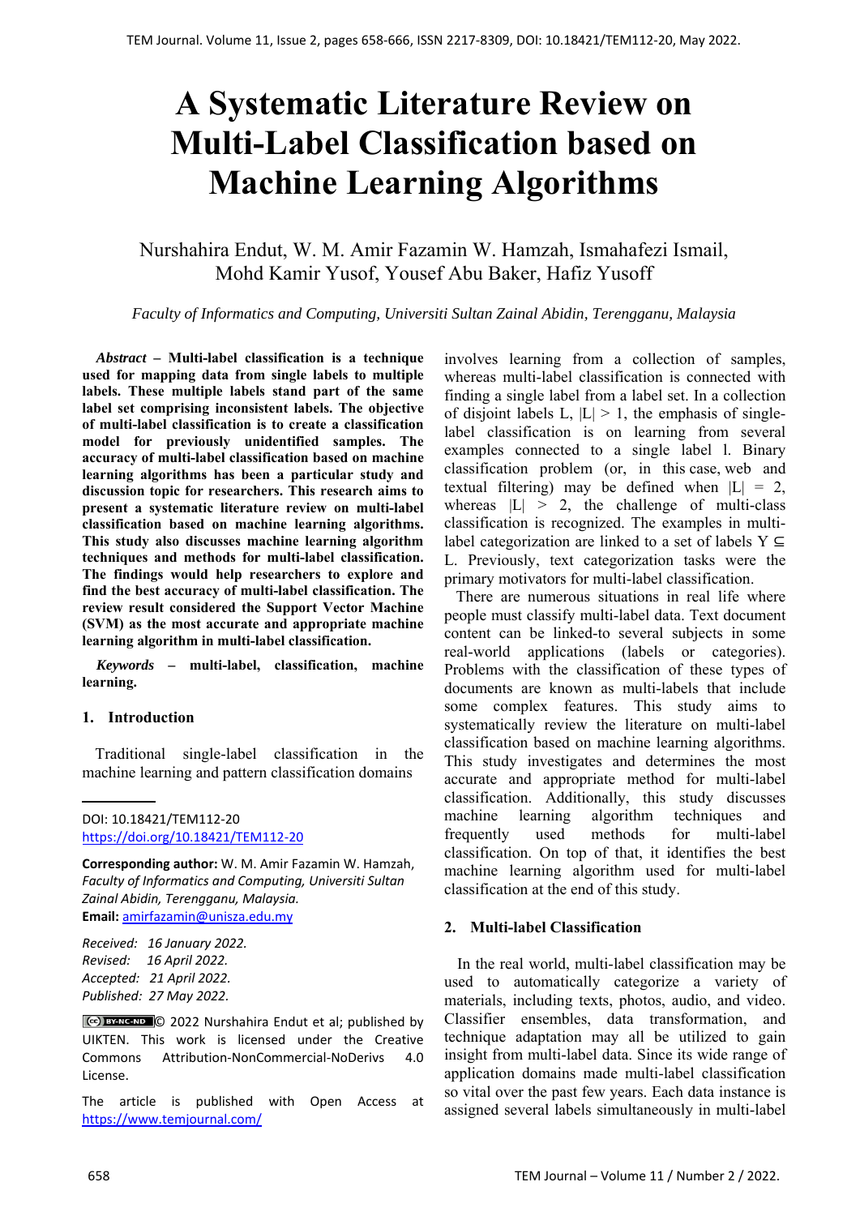# A Systematic Literature Review on Multi-Label Classification based on Machine Learning Algorithms

Nurshahira Endut, W. M. Amir Fazamin W. Hamzah, Ismahafezi Ismail, Mohd Kamir Yusof, Yousef Abu Baker, Hafiz Yusoff

*Faculty of Informatics and Computing, Universiti Sultan Zainal Abidin, Terengganu, Malaysia*

***Abstract*** **– Multi-label classification is a technique used for mapping data from single labels to multiple labels. These multiple labels stand part of the same label set comprising inconsistent labels. The objective of multi-label classification is to create a classification model for previously unidentified samples. The accuracy of multi-label classification based on machine learning algorithms has been a particular study and discussion topic for researchers. This research aims to present a systematic literature review on multi-label classification based on machine learning algorithms. This study also discusses machine learning algorithm techniques and methods for multi-label classification. The findings would help researchers to explore and find the best accuracy of multi-label classification. The review result considered the Support Vector Machine (SVM) as the most accurate and appropriate machine learning algorithm in multi-label classification.**

***Keywords*** **– multi-label, classification, machine learning.**

## 1. Introduction

Traditional single-label classification in the machine learning and pattern classification domains involves learning from a collection of samples, whereas multi-label classification is connected with finding a single label from a label set. In a collection of disjoint labels L, $|L| > 1$, the emphasis of single-label classification is on learning from several examples connected to a single label l. Binary classification problem (or, in this case, web and textual filtering) may be defined when $|L| = 2$, whereas $|L| > 2$, the challenge of multi-class classification is recognized. The examples in multi-label categorization are linked to a set of labels $Y \subseteq L$. Previously, text categorization tasks were the primary motivators for multi-label classification.

There are numerous situations in real life where people must classify multi-label data. Text document content can be linked-to several subjects in some real-world applications (labels or categories). Problems with the classification of these types of documents are known as multi-labels that include some complex features. This study aims to systematically review the literature on multi-label classification based on machine learning algorithms. This study investigates and determines the most accurate and appropriate method for multi-label classification. Additionally, this study discusses machine learning algorithm techniques and frequently used methods for multi-label classification. On top of that, it identifies the best machine learning algorithm used for multi-label classification at the end of this study.

## 2. Multi-label Classification

In the real world, multi-label classification may be used to automatically categorize a variety of materials, including texts, photos, audio, and video. Classifier ensembles, data transformation, and technique adaptation may all be utilized to gain insight from multi-label data. Since its wide range of application domains made multi-label classification so vital over the past few years. Each data instance is assigned several labels simultaneously in multi-label

---

DOI: 10.18421/TEM112-20
https://doi.org/10.18421/TEM112-20

**Corresponding author:** W. M. Amir Fazamin W. Hamzah, *Faculty of Informatics and Computing, Universiti Sultan Zainal Abidin, Terengganu, Malaysia.*
**Email:** amirfazamin@unisza.edu.my

*Received: 16 January 2022.*
*Revised: 16 April 2022.*
*Accepted: 21 April 2022.*
*Published: 27 May 2022.*

© 2022 Nurshahira Endut et al; published by UIKTEN. This work is licensed under the Creative Commons Attribution-NonCommercial-NoDerivs 4.0 License.

The article is published with Open Access at https://www.temjournal.com/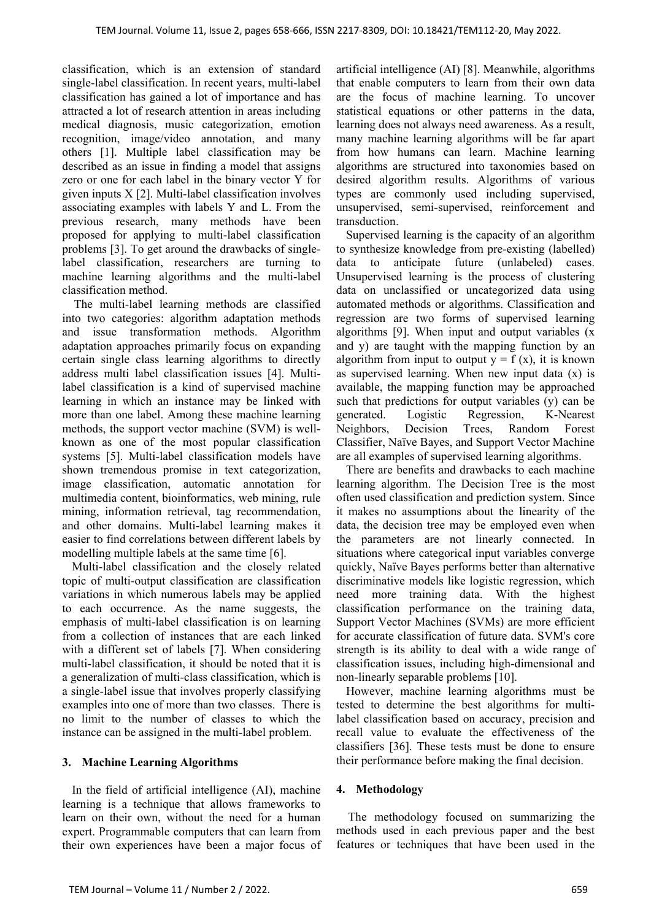classification, which is an extension of standard single-label classification. In recent years, multi-label classification has gained a lot of importance and has attracted a lot of research attention in areas including medical diagnosis, music categorization, emotion recognition, image/video annotation, and many others [1]. Multiple label classification may be described as an issue in finding a model that assigns zero or one for each label in the binary vector Y for given inputs X [2]. Multi-label classification involves associating examples with labels Y and L. From the previous research, many methods have been proposed for applying to multi-label classification problems [3]. To get around the drawbacks of single-label classification, researchers are turning to machine learning algorithms and the multi-label classification method.

The multi-label learning methods are classified into two categories: algorithm adaptation methods and issue transformation methods. Algorithm adaptation approaches primarily focus on expanding certain single class learning algorithms to directly address multi label classification issues [4]. Multi-label classification is a kind of supervised machine learning in which an instance may be linked with more than one label. Among these machine learning methods, the support vector machine (SVM) is well-known as one of the most popular classification systems [5]. Multi-label classification models have shown tremendous promise in text categorization, image classification, automatic annotation for multimedia content, bioinformatics, web mining, rule mining, information retrieval, tag recommendation, and other domains. Multi-label learning makes it easier to find correlations between different labels by modelling multiple labels at the same time [6].

Multi-label classification and the closely related topic of multi-output classification are classification variations in which numerous labels may be applied to each occurrence. As the name suggests, the emphasis of multi-label classification is on learning from a collection of instances that are each linked with a different set of labels [7]. When considering multi-label classification, it should be noted that it is a generalization of multi-class classification, which is a single-label issue that involves properly classifying examples into one of more than two classes. There is no limit to the number of classes to which the instance can be assigned in the multi-label problem.

## 3. Machine Learning Algorithms

In the field of artificial intelligence (AI), machine learning is a technique that allows frameworks to learn on their own, without the need for a human expert. Programmable computers that can learn from their own experiences have been a major focus of artificial intelligence (AI) [8]. Meanwhile, algorithms that enable computers to learn from their own data are the focus of machine learning. To uncover statistical equations or other patterns in the data, learning does not always need awareness. As a result, many machine learning algorithms will be far apart from how humans can learn. Machine learning algorithms are structured into taxonomies based on desired algorithm results. Algorithms of various types are commonly used including supervised, unsupervised, semi-supervised, reinforcement and transduction.

Supervised learning is the capacity of an algorithm to synthesize knowledge from pre-existing (labelled) data to anticipate future (unlabeled) cases. Unsupervised learning is the process of clustering data on unclassified or uncategorized data using automated methods or algorithms. Classification and regression are two forms of supervised learning algorithms [9]. When input and output variables (x and y) are taught with the mapping function by an algorithm from input to output $y = f(x)$, it is known as supervised learning. When new input data (x) is available, the mapping function may be approached such that predictions for output variables (y) can be generated. Logistic Regression, K-Nearest Neighbors, Decision Trees, Random Forest Classifier, Naïve Bayes, and Support Vector Machine are all examples of supervised learning algorithms.

There are benefits and drawbacks to each machine learning algorithm. The Decision Tree is the most often used classification and prediction system. Since it makes no assumptions about the linearity of the data, the decision tree may be employed even when the parameters are not linearly connected. In situations where categorical input variables converge quickly, Naïve Bayes performs better than alternative discriminative models like logistic regression, which need more training data. With the highest classification performance on the training data, Support Vector Machines (SVMs) are more efficient for accurate classification of future data. SVM's core strength is its ability to deal with a wide range of classification issues, including high-dimensional and non-linearly separable problems [10].

However, machine learning algorithms must be tested to determine the best algorithms for multi-label classification based on accuracy, precision and recall value to evaluate the effectiveness of the classifiers [36]. These tests must be done to ensure their performance before making the final decision.

## 4. Methodology

The methodology focused on summarizing the methods used in each previous paper and the best features or techniques that have been used in the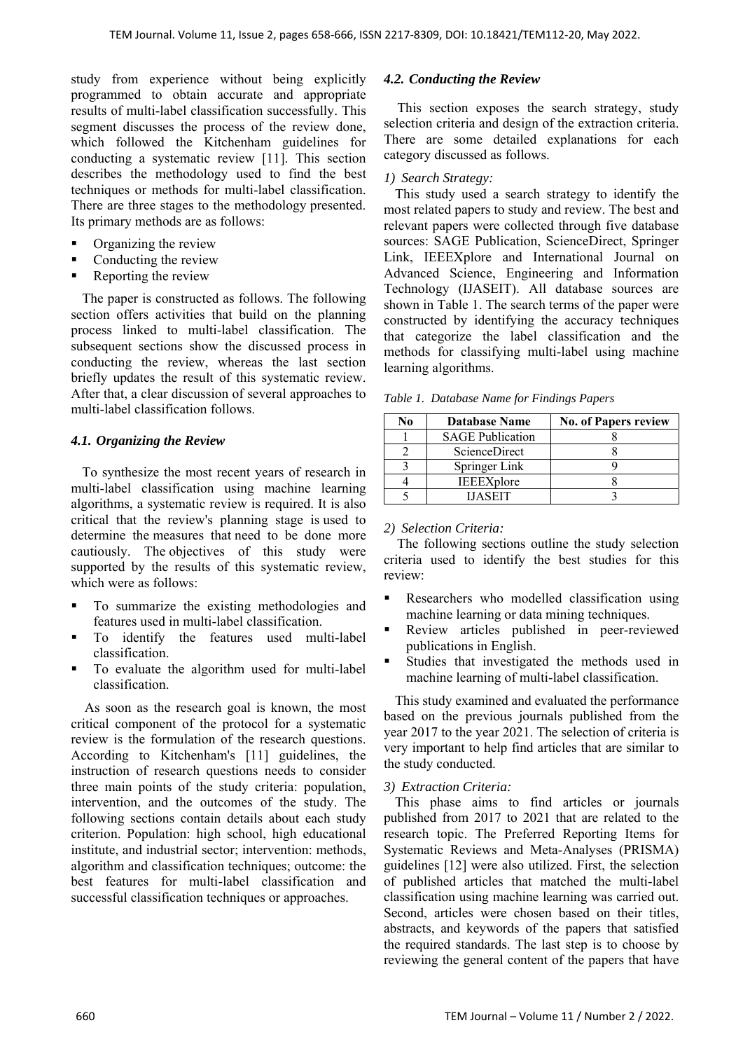study from experience without being explicitly programmed to obtain accurate and appropriate results of multi-label classification successfully. This segment discusses the process of the review done, which followed the Kitchenham guidelines for conducting a systematic review [11]. This section describes the methodology used to find the best techniques or methods for multi-label classification. There are three stages to the methodology presented. Its primary methods are as follows:

- Organizing the review
- Conducting the review
- Reporting the review

The paper is constructed as follows. The following section offers activities that build on the planning process linked to multi-label classification. The subsequent sections show the discussed process in conducting the review, whereas the last section briefly updates the result of this systematic review. After that, a clear discussion of several approaches to multi-label classification follows.

### *4.1. Organizing the Review*

To synthesize the most recent years of research in multi-label classification using machine learning algorithms, a systematic review is required. It is also critical that the review's planning stage is used to determine the measures that need to be done more cautiously. The objectives of this study were supported by the results of this systematic review, which were as follows:

- To summarize the existing methodologies and features used in multi-label classification.
- To identify the features used multi-label classification.
- To evaluate the algorithm used for multi-label classification.

As soon as the research goal is known, the most critical component of the protocol for a systematic review is the formulation of the research questions. According to Kitchenham's [11] guidelines, the instruction of research questions needs to consider three main points of the study criteria: population, intervention, and the outcomes of the study. The following sections contain details about each study criterion. Population: high school, high educational institute, and industrial sector; intervention: methods, algorithm and classification techniques; outcome: the best features for multi-label classification and successful classification techniques or approaches.

### *4.2. Conducting the Review*

This section exposes the search strategy, study selection criteria and design of the extraction criteria. There are some detailed explanations for each category discussed as follows.

*1) Search Strategy:*

This study used a search strategy to identify the most related papers to study and review. The best and relevant papers were collected through five database sources: SAGE Publication, ScienceDirect, Springer Link, IEEEXplore and International Journal on Advanced Science, Engineering and Information Technology (IJASEIT). All database sources are shown in Table 1. The search terms of the paper were constructed by identifying the accuracy techniques that categorize the label classification and the methods for classifying multi-label using machine learning algorithms.

*Table 1. Database Name for Findings Papers*

| No | Database Name | No. of Papers review |
|---|---|---|
| 1 | SAGE Publication | 8 |
| 2 | ScienceDirect | 8 |
| 3 | Springer Link | 9 |
| 4 | IEEEXplore | 8 |
| 5 | IJASEIT | 3 |

*2) Selection Criteria:*

The following sections outline the study selection criteria used to identify the best studies for this review:

- Researchers who modelled classification using machine learning or data mining techniques.
- Review articles published in peer-reviewed publications in English.
- Studies that investigated the methods used in machine learning of multi-label classification.

This study examined and evaluated the performance based on the previous journals published from the year 2017 to the year 2021. The selection of criteria is very important to help find articles that are similar to the study conducted.

*3) Extraction Criteria:*

This phase aims to find articles or journals published from 2017 to 2021 that are related to the research topic. The Preferred Reporting Items for Systematic Reviews and Meta-Analyses (PRISMA) guidelines [12] were also utilized. First, the selection of published articles that matched the multi-label classification using machine learning was carried out. Second, articles were chosen based on their titles, abstracts, and keywords of the papers that satisfied the required standards. The last step is to choose by reviewing the general content of the papers that have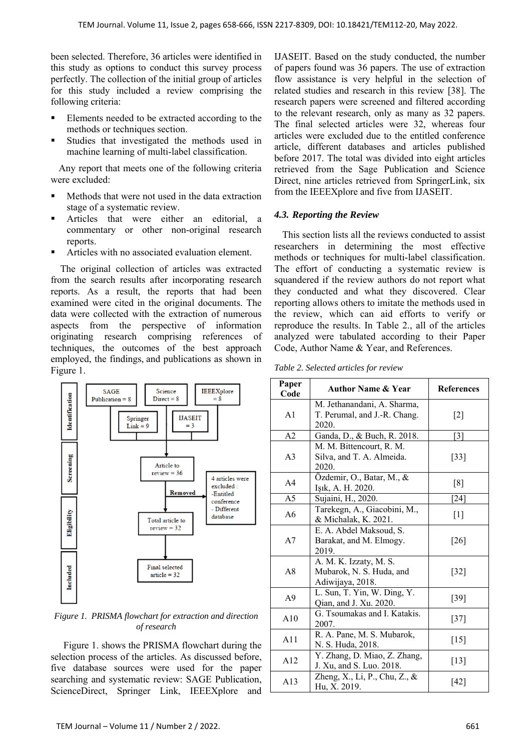been selected. Therefore, 36 articles were identified in this study as options to conduct this survey process perfectly. The collection of the initial group of articles for this study included a review comprising the following criteria:

- Elements needed to be extracted according to the methods or techniques section.
- Studies that investigated the methods used in machine learning of multi-label classification.

Any report that meets one of the following criteria were excluded:

- Methods that were not used in the data extraction stage of a systematic review.
- Articles that were either an editorial, a commentary or other non-original research reports.
- Articles with no associated evaluation element.

The original collection of articles was extracted from the search results after incorporating research reports. As a result, the reports that had been examined were cited in the original documents. The data were collected with the extraction of numerous aspects from the perspective of information originating research comprising references of techniques, the outcomes of the best approach employed, the findings, and publications as shown in Figure 1.

Identification: SAGE Publication = 8; Science Direct = 8; IEEEXplore = 8; Springer Link = 9; IJASEIT = 3

Screening: Article to review = 36 → Removed → 4 articles were excluded: -Entitled conference - Different database

Eligibility: Total article to review = 32

Included: Final selected article = 32

*Figure 1. PRISMA flowchart for extraction and direction of research*

Figure 1. shows the PRISMA flowchart during the selection process of the articles. As discussed before, five database sources were used for the paper searching and systematic review: SAGE Publication, ScienceDirect, Springer Link, IEEEXplore and IJASEIT. Based on the study conducted, the number of papers found was 36 papers. The use of extraction flow assistance is very helpful in the selection of related studies and research in this review [38]. The research papers were screened and filtered according to the relevant research, only as many as 32 papers. The final selected articles were 32, whereas four articles were excluded due to the entitled conference article, different databases and articles published before 2017. The total was divided into eight articles retrieved from the Sage Publication and Science Direct, nine articles retrieved from SpringerLink, six from the IEEEXplore and five from IJASEIT.

### 4.3. Reporting the Review

This section lists all the reviews conducted to assist researchers in determining the most effective methods or techniques for multi-label classification. The effort of conducting a systematic review is squandered if the review authors do not report what they conducted and what they discovered. Clear reporting allows others to imitate the methods used in the review, which can aid efforts to verify or reproduce the results. In Table 2., all of the articles analyzed were tabulated according to their Paper Code, Author Name & Year, and References.

*Table 2. Selected articles for review*

| Paper Code | Author Name & Year | References |
| --- | --- | --- |
| A1 | M. Jethanandani, A. Sharma, T. Perumal, and J.-R. Chang. 2020. | [2] |
| A2 | Ganda, D., & Buch, R. 2018. | [3] |
| A3 | M. M. Bittencourt, R. M. Silva, and T. A. Almeida. 2020. | [33] |
| A4 | Özdemir, O., Batar, M., & Işık, A. H. 2020. | [8] |
| A5 | Sujaini, H., 2020. | [24] |
| A6 | Tarekegn, A., Giacobini, M., & Michalak, K. 2021. | [1] |
| A7 | E. A. Abdel Maksoud, S. Barakat, and M. Elmogy. 2019. | [26] |
| A8 | A. M. K. Izzaty, M. S. Mubarok, N. S. Huda, and Adiwijaya, 2018. | [32] |
| A9 | L. Sun, T. Yin, W. Ding, Y. Qian, and J. Xu. 2020. | [39] |
| A10 | G. Tsoumakas and I. Katakis. 2007. | [37] |
| A11 | R. A. Pane, M. S. Mubarok, N. S. Huda, 2018. | [15] |
| A12 | Y. Zhang, D. Miao, Z. Zhang, J. Xu, and S. Luo. 2018. | [13] |
| A13 | Zheng, X., Li, P., Chu, Z., & Hu, X. 2019. | [42] |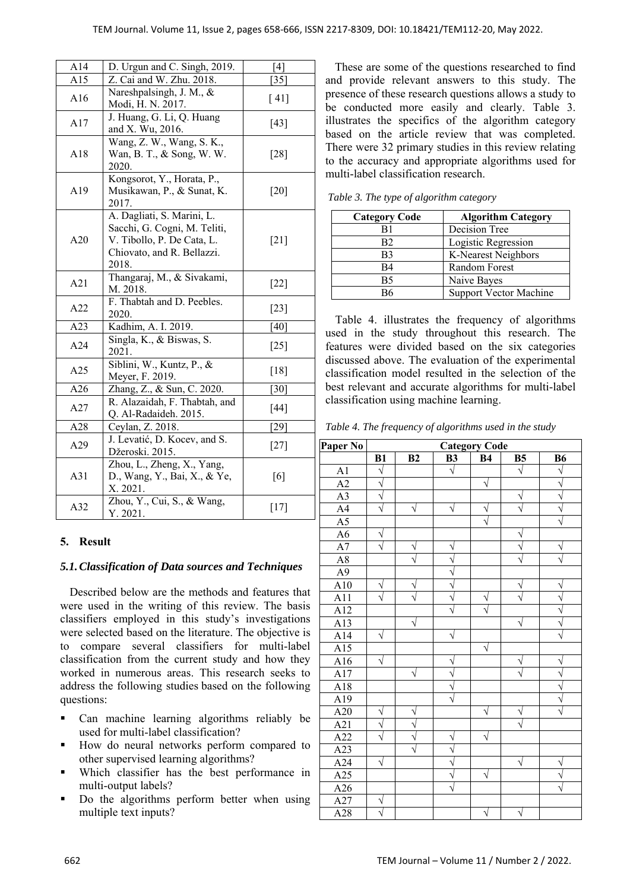| A14 | D. Urgun and C. Singh, 2019. | [4] |
|---|---|---|
| A15 | Z. Cai and W. Zhu. 2018. | [35] |
| A16 | Nareshpalsingh, J. M., & Modi, H. N. 2017. | [ 41] |
| A17 | J. Huang, G. Li, Q. Huang and X. Wu, 2016. | [43] |
| A18 | Wang, Z. W., Wang, S. K., Wan, B. T., & Song, W. W. 2020. | [28] |
| A19 | Kongsorot, Y., Horata, P., Musikawan, P., & Sunat, K. 2017. | [20] |
| A20 | A. Dagliati, S. Marini, L. Sacchi, G. Cogni, M. Teliti, V. Tibollo, P. De Cata, L. Chiovato, and R. Bellazzi. 2018. | [21] |
| A21 | Thangaraj, M., & Sivakami, M. 2018. | [22] |
| A22 | F. Thabtah and D. Peebles. 2020. | [23] |
| A23 | Kadhim, A. I. 2019. | [40] |
| A24 | Singla, K., & Biswas, S. 2021. | [25] |
| A25 | Siblini, W., Kuntz, P., & Meyer, F. 2019. | [18] |
| A26 | Zhang, Z., & Sun, C. 2020. | [30] |
| A27 | R. Alazaidah, F. Thabtah, and Q. Al-Radaideh. 2015. | [44] |
| A28 | Ceylan, Z. 2018. | [29] |
| A29 | J. Levatić, D. Kocev, and S. Džeroski. 2015. | [27] |
| A31 | Zhou, L., Zheng, X., Yang, D., Wang, Y., Bai, X., & Ye, X. 2021. | [6] |
| A32 | Zhou, Y., Cui, S., & Wang, Y. 2021. | [17] |

## 5. Result

### 5.1. Classification of Data sources and Techniques

Described below are the methods and features that were used in the writing of this review. The basis classifiers employed in this study's investigations were selected based on the literature. The objective is to compare several classifiers for multi-label classification from the current study and how they worked in numerous areas. This research seeks to address the following studies based on the following questions:

- Can machine learning algorithms reliably be used for multi-label classification?
- How do neural networks perform compared to other supervised learning algorithms?
- Which classifier has the best performance in multi-output labels?
- Do the algorithms perform better when using multiple text inputs?

These are some of the questions researched to find and provide relevant answers to this study. The presence of these research questions allows a study to be conducted more easily and clearly. Table 3. illustrates the specifics of the algorithm category based on the article review that was completed. There were 32 primary studies in this review relating to the accuracy and appropriate algorithms used for multi-label classification research.

*Table 3. The type of algorithm category*

| Category Code | Algorithm Category |
|---|---|
| B1 | Decision Tree |
| B2 | Logistic Regression |
| B3 | K-Nearest Neighbors |
| B4 | Random Forest |
| B5 | Naive Bayes |
| B6 | Support Vector Machine |

Table 4. illustrates the frequency of algorithms used in the study throughout this research. The features were divided based on the six categories discussed above. The evaluation of the experimental classification model resulted in the selection of the best relevant and accurate algorithms for multi-label classification using machine learning.

*Table 4. The frequency of algorithms used in the study*

| Paper No | Category Code | | | | | |
|---|---|---|---|---|---|---|
| | B1 | B2 | B3 | B4 | B5 | B6 |
| A1 | √ | | √ | | √ | √ |
| A2 | √ | | | √ | | √ |
| A3 | √ | | | | √ | √ |
| A4 | √ | √ | √ | √ | √ | √ |
| A5 | | | | √ | | √ |
| A6 | √ | | | | √ | |
| A7 | √ | √ | √ | | √ | √ |
| A8 | | √ | √ | | √ | √ |
| A9 | | | √ | | | |
| A10 | √ | √ | √ | | √ | √ |
| A11 | √ | √ | √ | √ | √ | √ |
| A12 | | | √ | √ | | √ |
| A13 | | √ | | | √ | √ |
| A14 | √ | | √ | | | √ |
| A15 | | | | √ | | |
| A16 | √ | | √ | | √ | √ |
| A17 | | √ | √ | | √ | √ |
| A18 | | | √ | | | √ |
| A19 | | | √ | | | √ |
| A20 | √ | √ | | √ | √ | √ |
| A21 | √ | √ | | | √ | |
| A22 | √ | √ | √ | √ | | |
| A23 | | √ | √ | | | |
| A24 | √ | | √ | | √ | √ |
| A25 | | | √ | √ | | √ |
| A26 | | | √ | | | √ |
| A27 | √ | | | | | |
| A28 | √ | | | √ | √ | |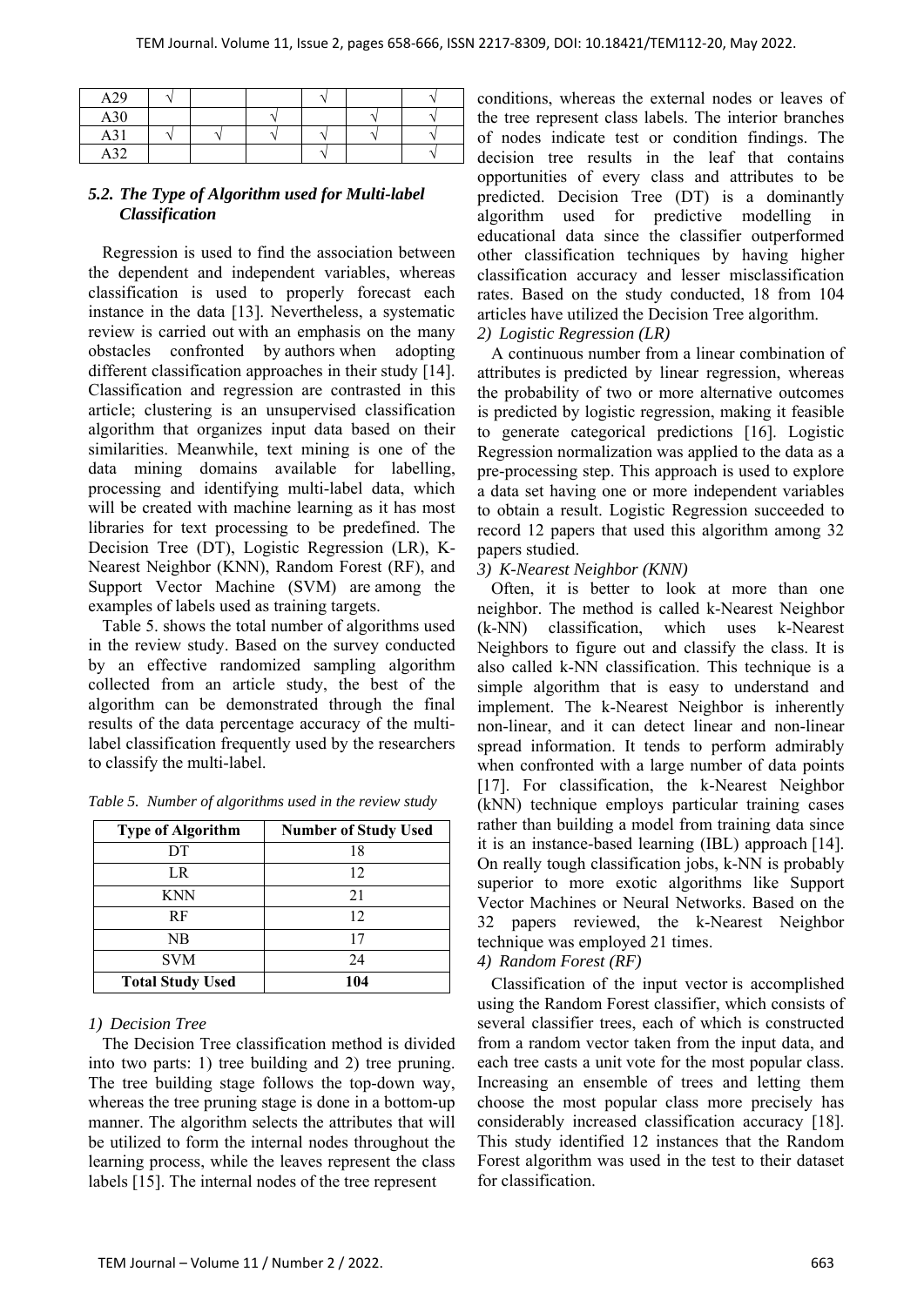| | | | | | | |
|---|---|---|---|---|---|---|
| A29 | √ | | | √ | | √ |
| A30 | | | √ | | √ | √ |
| A31 | √ | √ | √ | √ | √ | √ |
| A32 | | | | √ | | √ |

### *5.2. The Type of Algorithm used for Multi-label Classification*

Regression is used to find the association between the dependent and independent variables, whereas classification is used to properly forecast each instance in the data [13]. Nevertheless, a systematic review is carried out with an emphasis on the many obstacles confronted by authors when adopting different classification approaches in their study [14]. Classification and regression are contrasted in this article; clustering is an unsupervised classification algorithm that organizes input data based on their similarities. Meanwhile, text mining is one of the data mining domains available for labelling, processing and identifying multi-label data, which will be created with machine learning as it has most libraries for text processing to be predefined. The Decision Tree (DT), Logistic Regression (LR), K-Nearest Neighbor (KNN), Random Forest (RF), and Support Vector Machine (SVM) are among the examples of labels used as training targets.

Table 5. shows the total number of algorithms used in the review study. Based on the survey conducted by an effective randomized sampling algorithm collected from an article study, the best of the algorithm can be demonstrated through the final results of the data percentage accuracy of the multi-label classification frequently used by the researchers to classify the multi-label.

*Table 5. Number of algorithms used in the review study*

| Type of Algorithm | Number of Study Used |
|---|---|
| DT | 18 |
| LR | 12 |
| KNN | 21 |
| RF | 12 |
| NB | 17 |
| SVM | 24 |
| **Total Study Used** | **104** |

*1) Decision Tree*

The Decision Tree classification method is divided into two parts: 1) tree building and 2) tree pruning. The tree building stage follows the top-down way, whereas the tree pruning stage is done in a bottom-up manner. The algorithm selects the attributes that will be utilized to form the internal nodes throughout the learning process, while the leaves represent the class labels [15]. The internal nodes of the tree represent conditions, whereas the external nodes or leaves of the tree represent class labels. The interior branches of nodes indicate test or condition findings. The decision tree results in the leaf that contains opportunities of every class and attributes to be predicted. Decision Tree (DT) is a dominantly algorithm used for predictive modelling in educational data since the classifier outperformed other classification techniques by having higher classification accuracy and lesser misclassification rates. Based on the study conducted, 18 from 104 articles have utilized the Decision Tree algorithm.

*2) Logistic Regression (LR)*

A continuous number from a linear combination of attributes is predicted by linear regression, whereas the probability of two or more alternative outcomes is predicted by logistic regression, making it feasible to generate categorical predictions [16]. Logistic Regression normalization was applied to the data as a pre-processing step. This approach is used to explore a data set having one or more independent variables to obtain a result. Logistic Regression succeeded to record 12 papers that used this algorithm among 32 papers studied.

*3) K-Nearest Neighbor (KNN)*

Often, it is better to look at more than one neighbor. The method is called k-Nearest Neighbor (k-NN) classification, which uses k-Nearest Neighbors to figure out and classify the class. It is also called k-NN classification. This technique is a simple algorithm that is easy to understand and implement. The k-Nearest Neighbor is inherently non-linear, and it can detect linear and non-linear spread information. It tends to perform admirably when confronted with a large number of data points [17]. For classification, the k-Nearest Neighbor (kNN) technique employs particular training cases rather than building a model from training data since it is an instance-based learning (IBL) approach [14]. On really tough classification jobs, k-NN is probably superior to more exotic algorithms like Support Vector Machines or Neural Networks. Based on the 32 papers reviewed, the k-Nearest Neighbor technique was employed 21 times.

*4) Random Forest (RF)*

Classification of the input vector is accomplished using the Random Forest classifier, which consists of several classifier trees, each of which is constructed from a random vector taken from the input data, and each tree casts a unit vote for the most popular class. Increasing an ensemble of trees and letting them choose the most popular class more precisely has considerably increased classification accuracy [18]. This study identified 12 instances that the Random Forest algorithm was used in the test to their dataset for classification.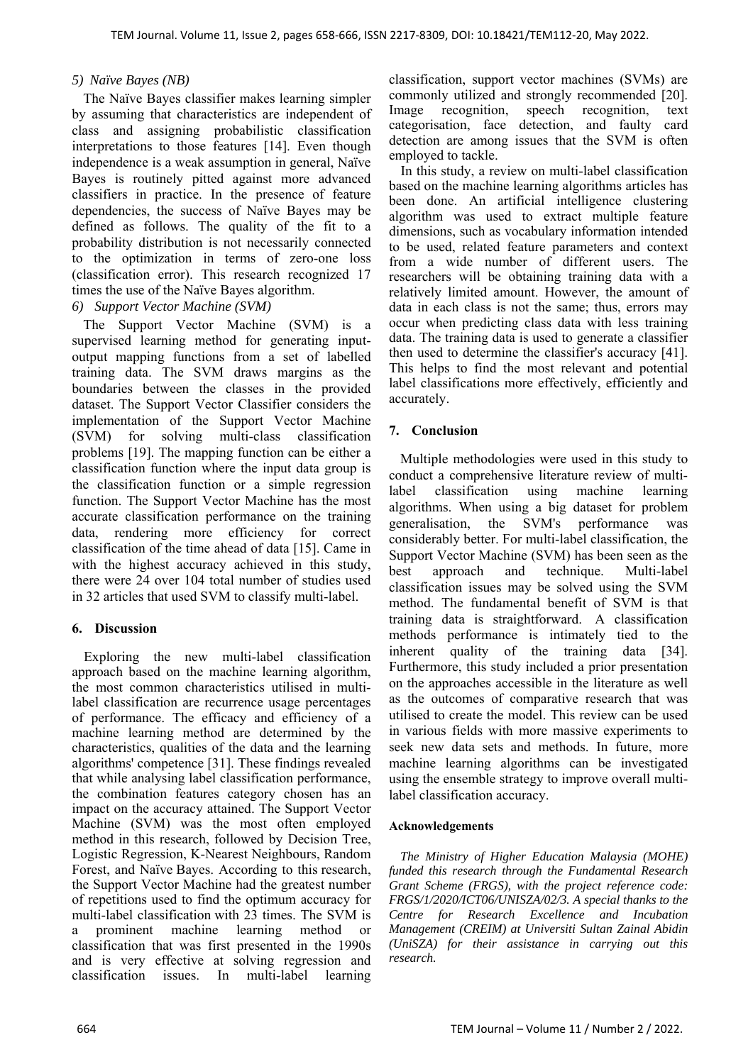#### 5) *Naïve Bayes (NB)*

The Naïve Bayes classifier makes learning simpler by assuming that characteristics are independent of class and assigning probabilistic classification interpretations to those features [14]. Even though independence is a weak assumption in general, Naïve Bayes is routinely pitted against more advanced classifiers in practice. In the presence of feature dependencies, the success of Naïve Bayes may be defined as follows. The quality of the fit to a probability distribution is not necessarily connected to the optimization in terms of zero-one loss (classification error). This research recognized 17 times the use of the Naïve Bayes algorithm.

#### 6) *Support Vector Machine (SVM)*

The Support Vector Machine (SVM) is a supervised learning method for generating input-output mapping functions from a set of labelled training data. The SVM draws margins as the boundaries between the classes in the provided dataset. The Support Vector Classifier considers the implementation of the Support Vector Machine (SVM) for solving multi-class classification problems [19]. The mapping function can be either a classification function where the input data group is the classification function or a simple regression function. The Support Vector Machine has the most accurate classification performance on the training data, rendering more efficiency for correct classification of the time ahead of data [15]. Came in with the highest accuracy achieved in this study, there were 24 over 104 total number of studies used in 32 articles that used SVM to classify multi-label.

## 6. Discussion

Exploring the new multi-label classification approach based on the machine learning algorithm, the most common characteristics utilised in multi-label classification are recurrence usage percentages of performance. The efficacy and efficiency of a machine learning method are determined by the characteristics, qualities of the data and the learning algorithms' competence [31]. These findings revealed that while analysing label classification performance, the combination features category chosen has an impact on the accuracy attained. The Support Vector Machine (SVM) was the most often employed method in this research, followed by Decision Tree, Logistic Regression, K-Nearest Neighbours, Random Forest, and Naïve Bayes. According to this research, the Support Vector Machine had the greatest number of repetitions used to find the optimum accuracy for multi-label classification with 23 times. The SVM is a prominent machine learning method or classification that was first presented in the 1990s and is very effective at solving regression and classification issues. In multi-label learning classification, support vector machines (SVMs) are commonly utilized and strongly recommended [20]. Image recognition, speech recognition, text categorisation, face detection, and faulty card detection are among issues that the SVM is often employed to tackle.

In this study, a review on multi-label classification based on the machine learning algorithms articles has been done. An artificial intelligence clustering algorithm was used to extract multiple feature dimensions, such as vocabulary information intended to be used, related feature parameters and context from a wide number of different users. The researchers will be obtaining training data with a relatively limited amount. However, the amount of data in each class is not the same; thus, errors may occur when predicting class data with less training data. The training data is used to generate a classifier then used to determine the classifier's accuracy [41]. This helps to find the most relevant and potential label classifications more effectively, efficiently and accurately.

## 7. Conclusion

Multiple methodologies were used in this study to conduct a comprehensive literature review of multi-label classification using machine learning algorithms. When using a big dataset for problem generalisation, the SVM's performance was considerably better. For multi-label classification, the Support Vector Machine (SVM) has been seen as the best approach and technique. Multi-label classification issues may be solved using the SVM method. The fundamental benefit of SVM is that training data is straightforward. A classification methods performance is intimately tied to the inherent quality of the training data [34]. Furthermore, this study included a prior presentation on the approaches accessible in the literature as well as the outcomes of comparative research that was utilised to create the model. This review can be used in various fields with more massive experiments to seek new data sets and methods. In future, more machine learning algorithms can be investigated using the ensemble strategy to improve overall multi-label classification accuracy.

### Acknowledgements

*The Ministry of Higher Education Malaysia (MOHE) funded this research through the Fundamental Research Grant Scheme (FRGS), with the project reference code: FRGS/1/2020/ICT06/UNISZA/02/3. A special thanks to the Centre for Research Excellence and Incubation Management (CREIM) at Universiti Sultan Zainal Abidin (UniSZA) for their assistance in carrying out this research.*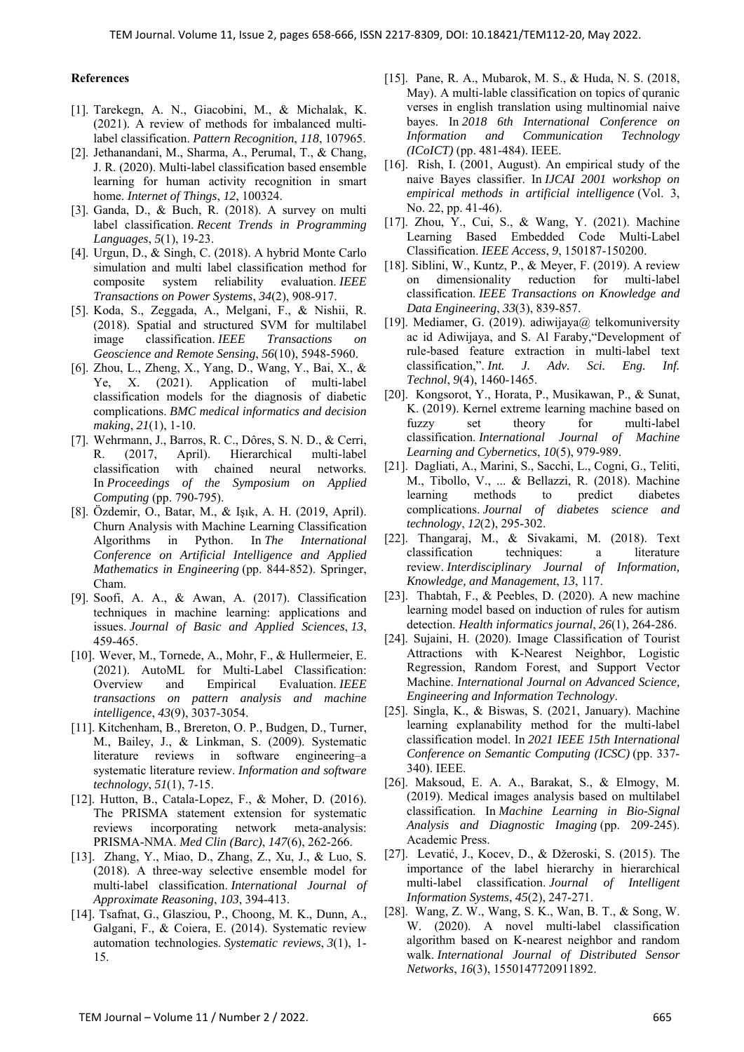## References

[1]. Tarekegn, A. N., Giacobini, M., & Michalak, K. (2021). A review of methods for imbalanced multi-label classification. *Pattern Recognition*, *118*, 107965.

[2]. Jethanandani, M., Sharma, A., Perumal, T., & Chang, J. R. (2020). Multi-label classification based ensemble learning for human activity recognition in smart home. *Internet of Things*, *12*, 100324.

[3]. Ganda, D., & Buch, R. (2018). A survey on multi label classification. *Recent Trends in Programming Languages*, *5*(1), 19-23.

[4]. Urgun, D., & Singh, C. (2018). A hybrid Monte Carlo simulation and multi label classification method for composite system reliability evaluation. *IEEE Transactions on Power Systems*, *34*(2), 908-917.

[5]. Koda, S., Zeggada, A., Melgani, F., & Nishii, R. (2018). Spatial and structured SVM for multilabel image classification. *IEEE Transactions on Geoscience and Remote Sensing*, *56*(10), 5948-5960.

[6]. Zhou, L., Zheng, X., Yang, D., Wang, Y., Bai, X., & Ye, X. (2021). Application of multi-label classification models for the diagnosis of diabetic complications. *BMC medical informatics and decision making*, *21*(1), 1-10.

[7]. Wehrmann, J., Barros, R. C., Dôres, S. N. D., & Cerri, R. (2017, April). Hierarchical multi-label classification with chained neural networks. In *Proceedings of the Symposium on Applied Computing* (pp. 790-795).

[8]. Özdemir, O., Batar, M., & Işık, A. H. (2019, April). Churn Analysis with Machine Learning Classification Algorithms in Python. In *The International Conference on Artificial Intelligence and Applied Mathematics in Engineering* (pp. 844-852). Springer, Cham.

[9]. Soofi, A. A., & Awan, A. (2017). Classification techniques in machine learning: applications and issues. *Journal of Basic and Applied Sciences*, *13*, 459-465.

[10]. Wever, M., Tornede, A., Mohr, F., & Hullermeier, E. (2021). AutoML for Multi-Label Classification: Overview and Empirical Evaluation. *IEEE transactions on pattern analysis and machine intelligence*, *43*(9), 3037-3054.

[11]. Kitchenham, B., Brereton, O. P., Budgen, D., Turner, M., Bailey, J., & Linkman, S. (2009). Systematic literature reviews in software engineering–a systematic literature review. *Information and software technology*, *51*(1), 7-15.

[12]. Hutton, B., Catala-Lopez, F., & Moher, D. (2016). The PRISMA statement extension for systematic reviews incorporating network meta-analysis: PRISMA-NMA. *Med Clin (Barc)*, *147*(6), 262-266.

[13]. Zhang, Y., Miao, D., Zhang, Z., Xu, J., & Luo, S. (2018). A three-way selective ensemble model for multi-label classification. *International Journal of Approximate Reasoning*, *103*, 394-413.

[14]. Tsafnat, G., Glasziou, P., Choong, M. K., Dunn, A., Galgani, F., & Coiera, E. (2014). Systematic review automation technologies. *Systematic reviews*, *3*(1), 1-15.

[15]. Pane, R. A., Mubarok, M. S., & Huda, N. S. (2018, May). A multi-lable classification on topics of quranic verses in english translation using multinomial naive bayes. In *2018 6th International Conference on Information and Communication Technology (ICoICT)* (pp. 481-484). IEEE.

[16]. Rish, I. (2001, August). An empirical study of the naive Bayes classifier. In *IJCAI 2001 workshop on empirical methods in artificial intelligence* (Vol. 3, No. 22, pp. 41-46).

[17]. Zhou, Y., Cui, S., & Wang, Y. (2021). Machine Learning Based Embedded Code Multi-Label Classification. *IEEE Access*, *9*, 150187-150200.

[18]. Siblini, W., Kuntz, P., & Meyer, F. (2019). A review on dimensionality reduction for multi-label classification. *IEEE Transactions on Knowledge and Data Engineering*, *33*(3), 839-857.

[19]. Mediamer, G. (2019). adiwijaya@ telkomuniversity ac id Adiwijaya, and S. Al Faraby,"Development of rule-based feature extraction in multi-label text classification,". *Int. J. Adv. Sci. Eng. Inf. Technol*, *9*(4), 1460-1465.

[20]. Kongsorot, Y., Horata, P., Musikawan, P., & Sunat, K. (2019). Kernel extreme learning machine based on fuzzy set theory for multi-label classification. *International Journal of Machine Learning and Cybernetics*, *10*(5), 979-989.

[21]. Dagliati, A., Marini, S., Sacchi, L., Cogni, G., Teliti, M., Tibollo, V., ... & Bellazzi, R. (2018). Machine learning methods to predict diabetes complications. *Journal of diabetes science and technology*, *12*(2), 295-302.

[22]. Thangaraj, M., & Sivakami, M. (2018). Text classification techniques: a literature review. *Interdisciplinary Journal of Information, Knowledge, and Management*, *13*, 117.

[23]. Thabtah, F., & Peebles, D. (2020). A new machine learning model based on induction of rules for autism detection. *Health informatics journal*, *26*(1), 264-286.

[24]. Sujaini, H. (2020). Image Classification of Tourist Attractions with K-Nearest Neighbor, Logistic Regression, Random Forest, and Support Vector Machine. *International Journal on Advanced Science, Engineering and Information Technology*.

[25]. Singla, K., & Biswas, S. (2021, January). Machine learning explanability method for the multi-label classification model. In *2021 IEEE 15th International Conference on Semantic Computing (ICSC)* (pp. 337-340). IEEE.

[26]. Maksoud, E. A. A., Barakat, S., & Elmogy, M. (2019). Medical images analysis based on multilabel classification. In *Machine Learning in Bio-Signal Analysis and Diagnostic Imaging* (pp. 209-245). Academic Press.

[27]. Levatić, J., Kocev, D., & Džeroski, S. (2015). The importance of the label hierarchy in hierarchical multi-label classification. *Journal of Intelligent Information Systems*, *45*(2), 247-271.

[28]. Wang, Z. W., Wang, S. K., Wan, B. T., & Song, W. W. (2020). A novel multi-label classification algorithm based on K-nearest neighbor and random walk. *International Journal of Distributed Sensor Networks*, *16*(3), 1550147720911892.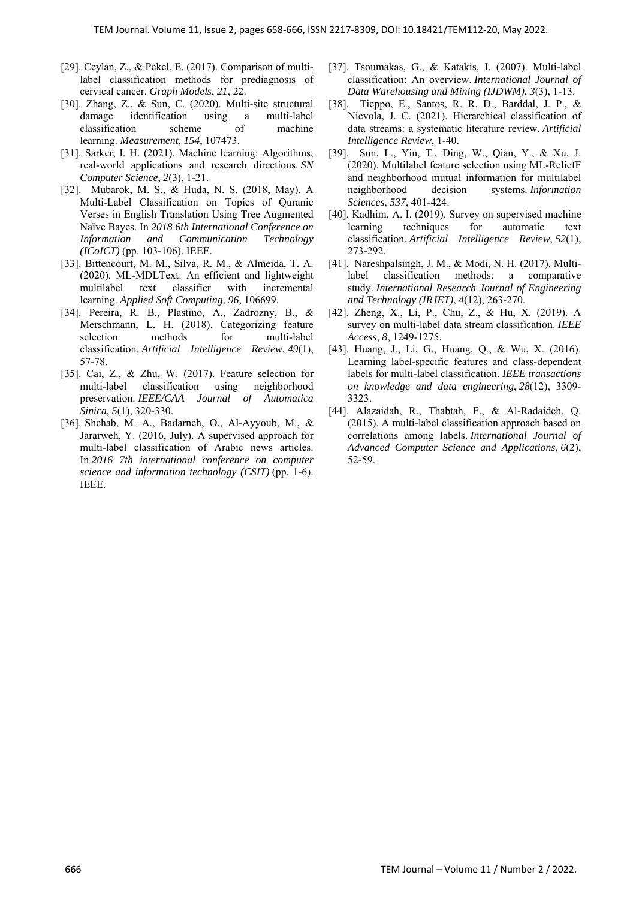[29]. Ceylan, Z., & Pekel, E. (2017). Comparison of multi-label classification methods for prediagnosis of cervical cancer. *Graph Models*, *21*, 22.

[30]. Zhang, Z., & Sun, C. (2020). Multi-site structural damage identification using a multi-label classification scheme of machine learning. *Measurement*, *154*, 107473.

[31]. Sarker, I. H. (2021). Machine learning: Algorithms, real-world applications and research directions. *SN Computer Science*, *2*(3), 1-21.

[32]. Mubarok, M. S., & Huda, N. S. (2018, May). A Multi-Label Classification on Topics of Quranic Verses in English Translation Using Tree Augmented Naïve Bayes. In *2018 6th International Conference on Information and Communication Technology (ICoICT)* (pp. 103-106). IEEE.

[33]. Bittencourt, M. M., Silva, R. M., & Almeida, T. A. (2020). ML-MDLText: An efficient and lightweight multilabel text classifier with incremental learning. *Applied Soft Computing*, *96*, 106699.

[34]. Pereira, R. B., Plastino, A., Zadrozny, B., & Merschmann, L. H. (2018). Categorizing feature selection methods for multi-label classification. *Artificial Intelligence Review*, *49*(1), 57-78.

[35]. Cai, Z., & Zhu, W. (2017). Feature selection for multi-label classification using neighborhood preservation. *IEEE/CAA Journal of Automatica Sinica*, *5*(1), 320-330.

[36]. Shehab, M. A., Badarneh, O., Al-Ayyoub, M., & Jararweh, Y. (2016, July). A supervised approach for multi-label classification of Arabic news articles. In *2016 7th international conference on computer science and information technology (CSIT)* (pp. 1-6). IEEE.

[37]. Tsoumakas, G., & Katakis, I. (2007). Multi-label classification: An overview. *International Journal of Data Warehousing and Mining (IJDWM)*, *3*(3), 1-13.

[38]. Tieppo, E., Santos, R. R. D., Barddal, J. P., & Nievola, J. C. (2021). Hierarchical classification of data streams: a systematic literature review. *Artificial Intelligence Review*, 1-40.

[39]. Sun, L., Yin, T., Ding, W., Qian, Y., & Xu, J. (2020). Multilabel feature selection using ML-ReliefF and neighborhood mutual information for multilabel neighborhood decision systems. *Information Sciences*, *537*, 401-424.

[40]. Kadhim, A. I. (2019). Survey on supervised machine learning techniques for automatic text classification. *Artificial Intelligence Review*, *52*(1), 273-292.

[41]. Nareshpalsingh, J. M., & Modi, N. H. (2017). Multi-label classification methods: a comparative study. *International Research Journal of Engineering and Technology (IRJET)*, *4*(12), 263-270.

[42]. Zheng, X., Li, P., Chu, Z., & Hu, X. (2019). A survey on multi-label data stream classification. *IEEE Access*, *8*, 1249-1275.

[43]. Huang, J., Li, G., Huang, Q., & Wu, X. (2016). Learning label-specific features and class-dependent labels for multi-label classification. *IEEE transactions on knowledge and data engineering*, *28*(12), 3309-3323.

[44]. Alazaidah, R., Thabtah, F., & Al-Radaideh, Q. (2015). A multi-label classification approach based on correlations among labels. *International Journal of Advanced Computer Science and Applications*, *6*(2), 52-59.